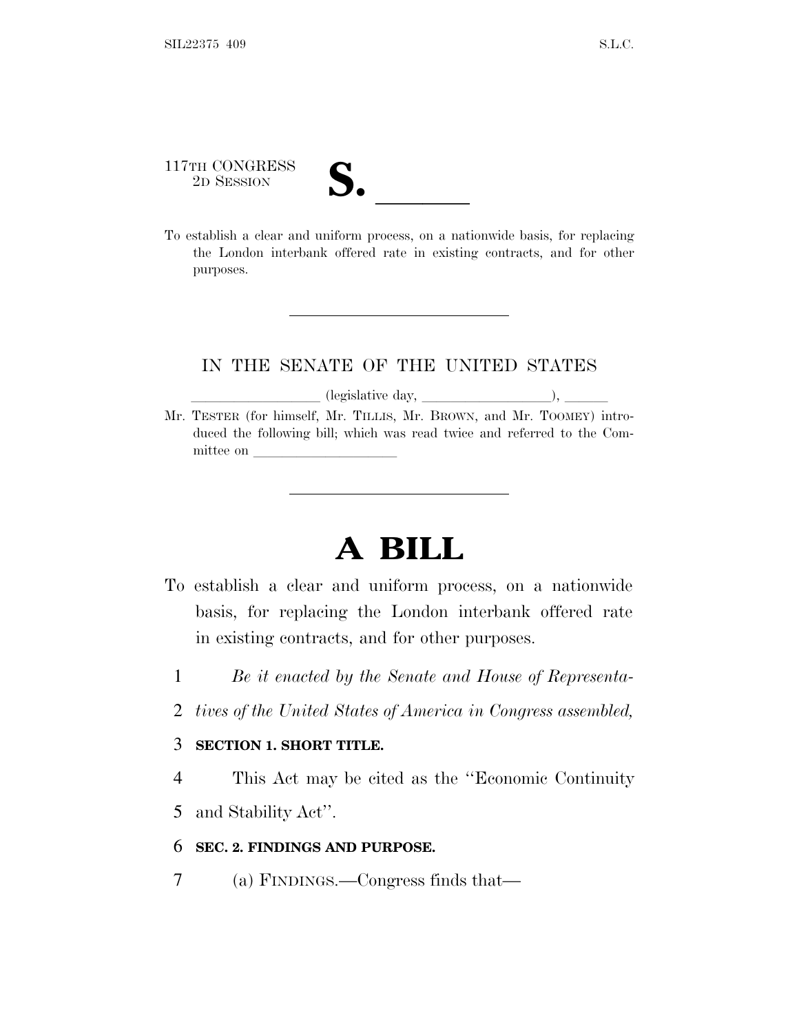117TH CONGRESS
2D SESSION

# S. \_\_\_\_\_\_

To establish a clear and uniform process, on a nationwide basis, for replacing the London interbank offered rate in existing contracts, and for other purposes.

---

IN THE SENATE OF THE UNITED STATES

\_\_\_\_\_\_\_\_\_\_\_\_\_\_\_\_\_\_ (legislative day, \_\_\_\_\_\_\_\_\_\_\_\_\_\_\_\_\_\_), \_\_\_\_\_\_

Mr. TESTER (for himself, Mr. TILLIS, Mr. BROWN, and Mr. TOOMEY) introduced the following bill; which was read twice and referred to the Committee on \_\_\_\_\_\_\_\_\_\_\_\_\_\_\_\_\_\_\_\_\_

---

# A BILL

To establish a clear and uniform process, on a nationwide basis, for replacing the London interbank offered rate in existing contracts, and for other purposes.

1 *Be it enacted by the Senate and House of Representa-*
2 *tives of the United States of America in Congress assembled,*

3 **SECTION 1. SHORT TITLE.**

4 This Act may be cited as the "Economic Continuity
5 and Stability Act".

6 **SEC. 2. FINDINGS AND PURPOSE.**

7 (a) FINDINGS.—Congress finds that—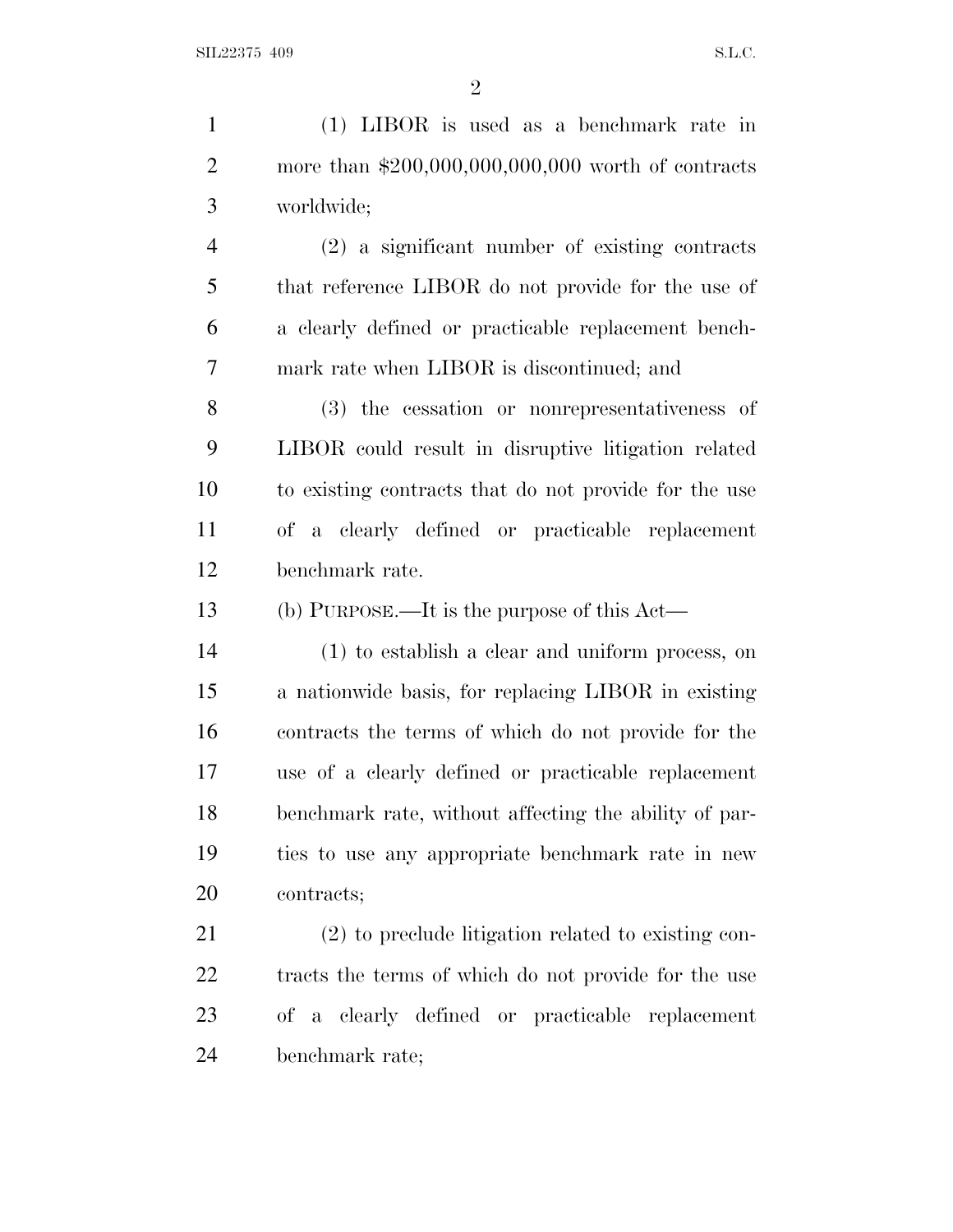(1) LIBOR is used as a benchmark rate in more than $200,000,000,000,000 worth of contracts worldwide;

(2) a significant number of existing contracts that reference LIBOR do not provide for the use of a clearly defined or practicable replacement benchmark rate when LIBOR is discontinued; and

(3) the cessation or nonrepresentativeness of LIBOR could result in disruptive litigation related to existing contracts that do not provide for the use of a clearly defined or practicable replacement benchmark rate.

(b) PURPOSE.—It is the purpose of this Act—

(1) to establish a clear and uniform process, on a nationwide basis, for replacing LIBOR in existing contracts the terms of which do not provide for the use of a clearly defined or practicable replacement benchmark rate, without affecting the ability of parties to use any appropriate benchmark rate in new contracts;

(2) to preclude litigation related to existing contracts the terms of which do not provide for the use of a clearly defined or practicable replacement benchmark rate;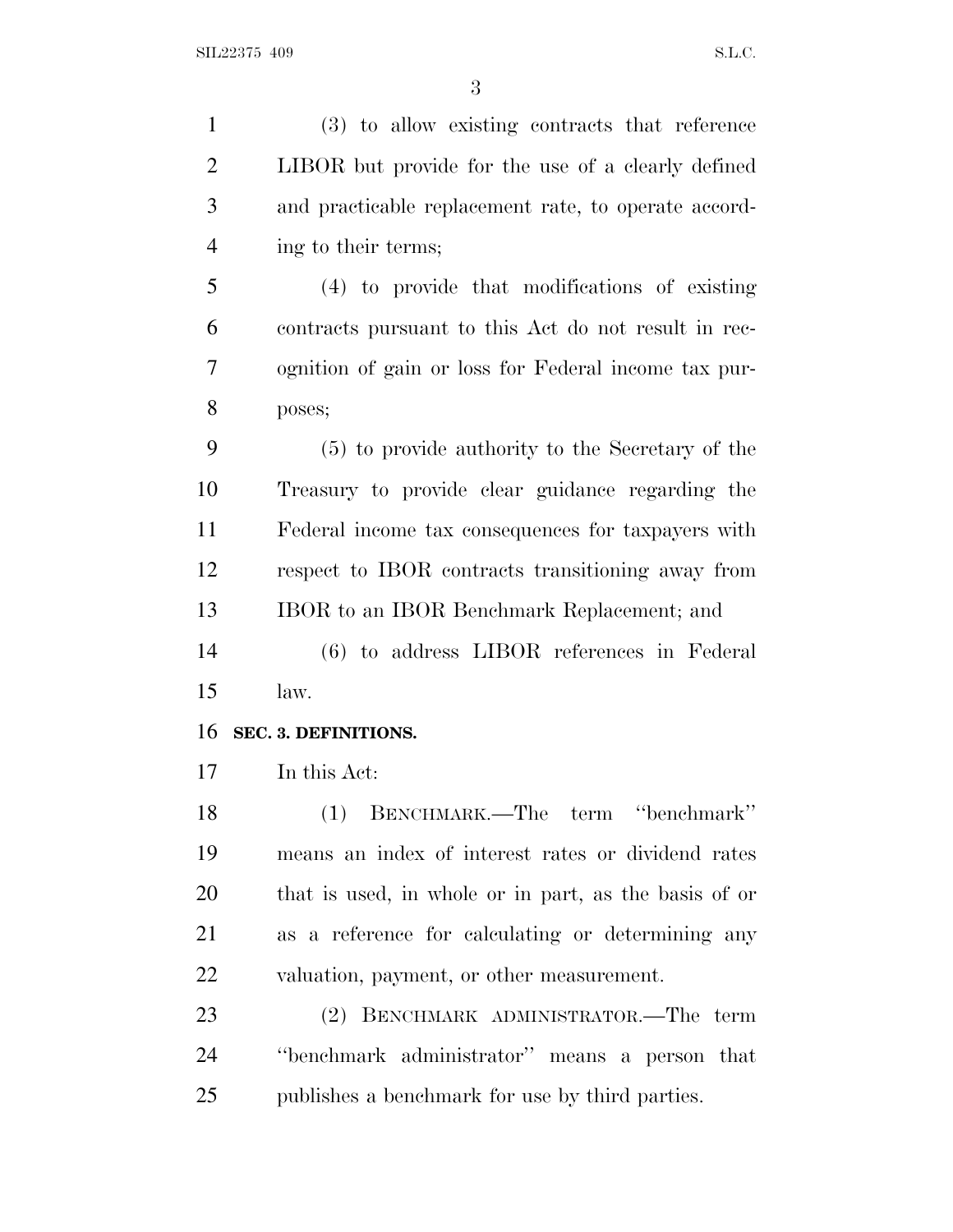(3) to allow existing contracts that reference LIBOR but provide for the use of a clearly defined and practicable replacement rate, to operate according to their terms;

(4) to provide that modifications of existing contracts pursuant to this Act do not result in recognition of gain or loss for Federal income tax purposes;

(5) to provide authority to the Secretary of the Treasury to provide clear guidance regarding the Federal income tax consequences for taxpayers with respect to IBOR contracts transitioning away from IBOR to an IBOR Benchmark Replacement; and

(6) to address LIBOR references in Federal law.

**SEC. 3. DEFINITIONS.**

In this Act:

(1) BENCHMARK.—The term "benchmark" means an index of interest rates or dividend rates that is used, in whole or in part, as the basis of or as a reference for calculating or determining any valuation, payment, or other measurement.

(2) BENCHMARK ADMINISTRATOR.—The term "benchmark administrator" means a person that publishes a benchmark for use by third parties.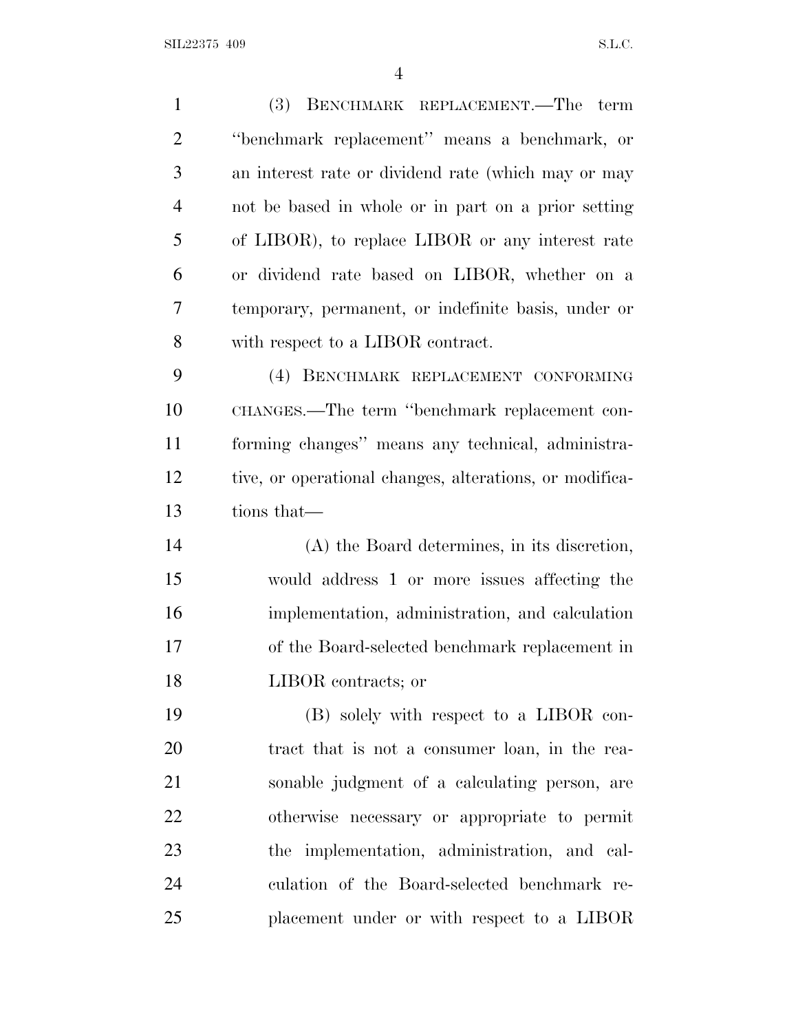(3) BENCHMARK REPLACEMENT.—The term "benchmark replacement" means a benchmark, or an interest rate or dividend rate (which may or may not be based in whole or in part on a prior setting of LIBOR), to replace LIBOR or any interest rate or dividend rate based on LIBOR, whether on a temporary, permanent, or indefinite basis, under or with respect to a LIBOR contract.

(4) BENCHMARK REPLACEMENT CONFORMING CHANGES.—The term "benchmark replacement conforming changes" means any technical, administrative, or operational changes, alterations, or modifications that—

(A) the Board determines, in its discretion, would address 1 or more issues affecting the implementation, administration, and calculation of the Board-selected benchmark replacement in LIBOR contracts; or

(B) solely with respect to a LIBOR contract that is not a consumer loan, in the reasonable judgment of a calculating person, are otherwise necessary or appropriate to permit the implementation, administration, and calculation of the Board-selected benchmark replacement under or with respect to a LIBOR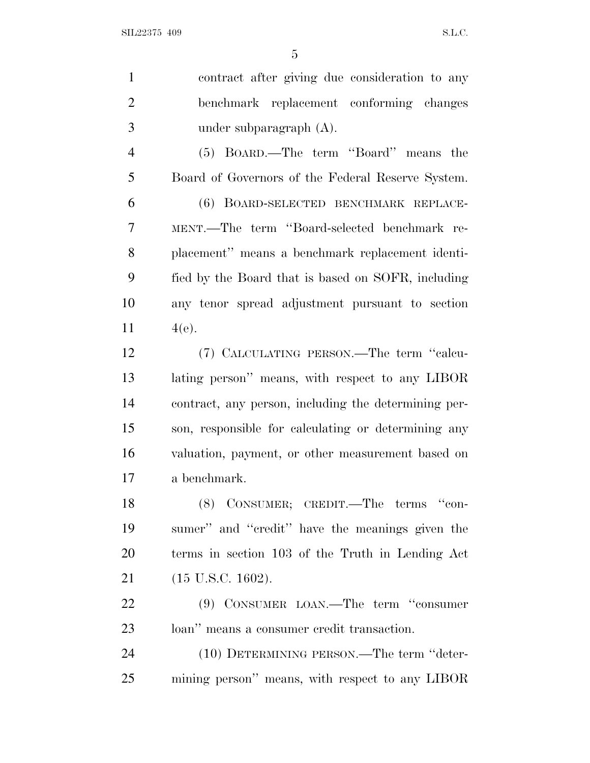contract after giving due consideration to any benchmark replacement conforming changes under subparagraph (A).

(5) BOARD.—The term ''Board'' means the Board of Governors of the Federal Reserve System.

(6) BOARD-SELECTED BENCHMARK REPLACEMENT.—The term ''Board-selected benchmark replacement'' means a benchmark replacement identified by the Board that is based on SOFR, including any tenor spread adjustment pursuant to section 4(e).

(7) CALCULATING PERSON.—The term ''calculating person'' means, with respect to any LIBOR contract, any person, including the determining person, responsible for calculating or determining any valuation, payment, or other measurement based on a benchmark.

(8) CONSUMER; CREDIT.—The terms ''consumer'' and ''credit'' have the meanings given the terms in section 103 of the Truth in Lending Act (15 U.S.C. 1602).

(9) CONSUMER LOAN.—The term ''consumer loan'' means a consumer credit transaction.

(10) DETERMINING PERSON.—The term ''determining person'' means, with respect to any LIBOR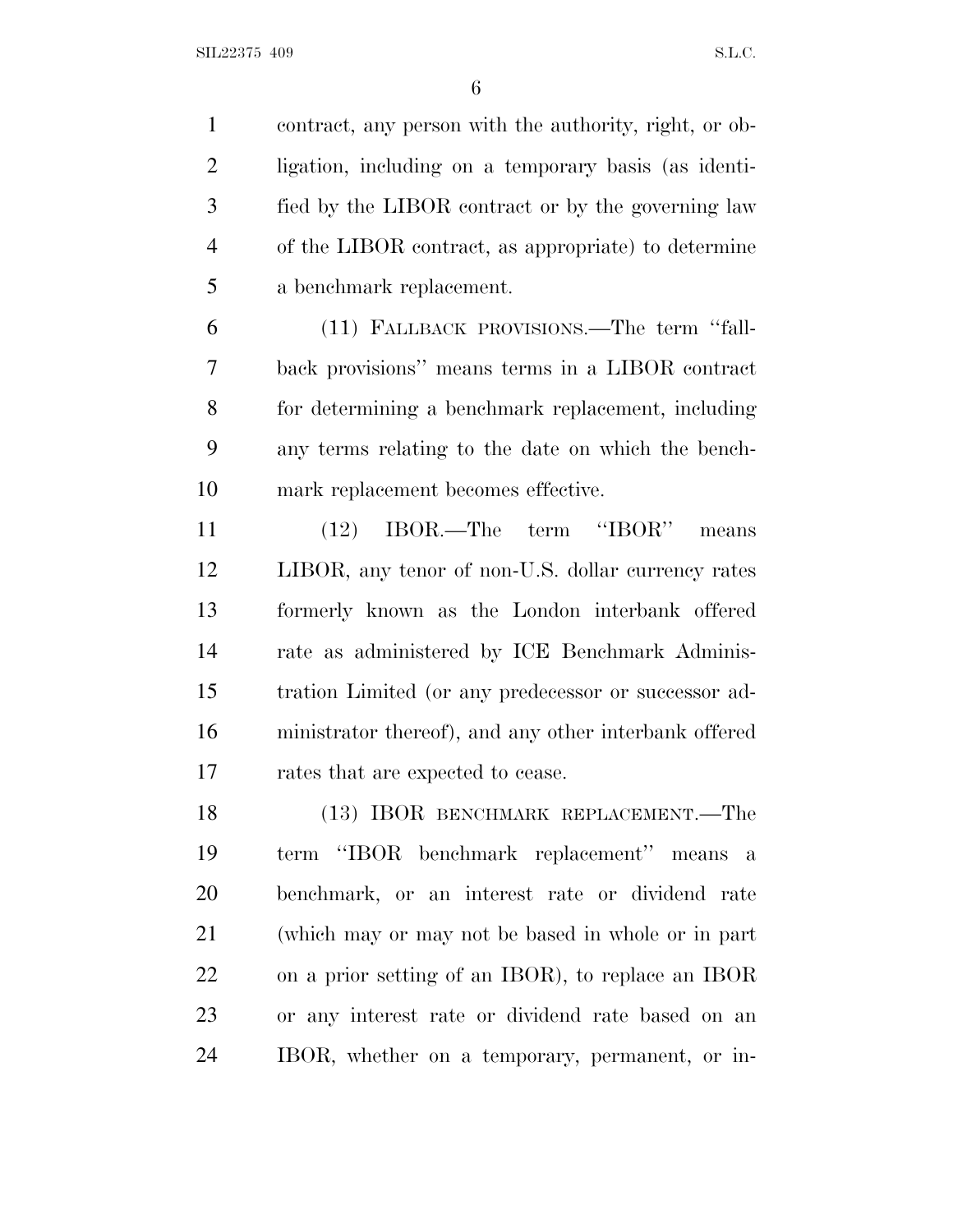contract, any person with the authority, right, or obligation, including on a temporary basis (as identified by the LIBOR contract or by the governing law of the LIBOR contract, as appropriate) to determine a benchmark replacement.

(11) FALLBACK PROVISIONS.—The term "fallback provisions" means terms in a LIBOR contract for determining a benchmark replacement, including any terms relating to the date on which the benchmark replacement becomes effective.

(12) IBOR.—The term "IBOR" means LIBOR, any tenor of non-U.S. dollar currency rates formerly known as the London interbank offered rate as administered by ICE Benchmark Administration Limited (or any predecessor or successor administrator thereof), and any other interbank offered rates that are expected to cease.

(13) IBOR BENCHMARK REPLACEMENT.—The term "IBOR benchmark replacement" means a benchmark, or an interest rate or dividend rate (which may or may not be based in whole or in part on a prior setting of an IBOR), to replace an IBOR or any interest rate or dividend rate based on an IBOR, whether on a temporary, permanent, or in-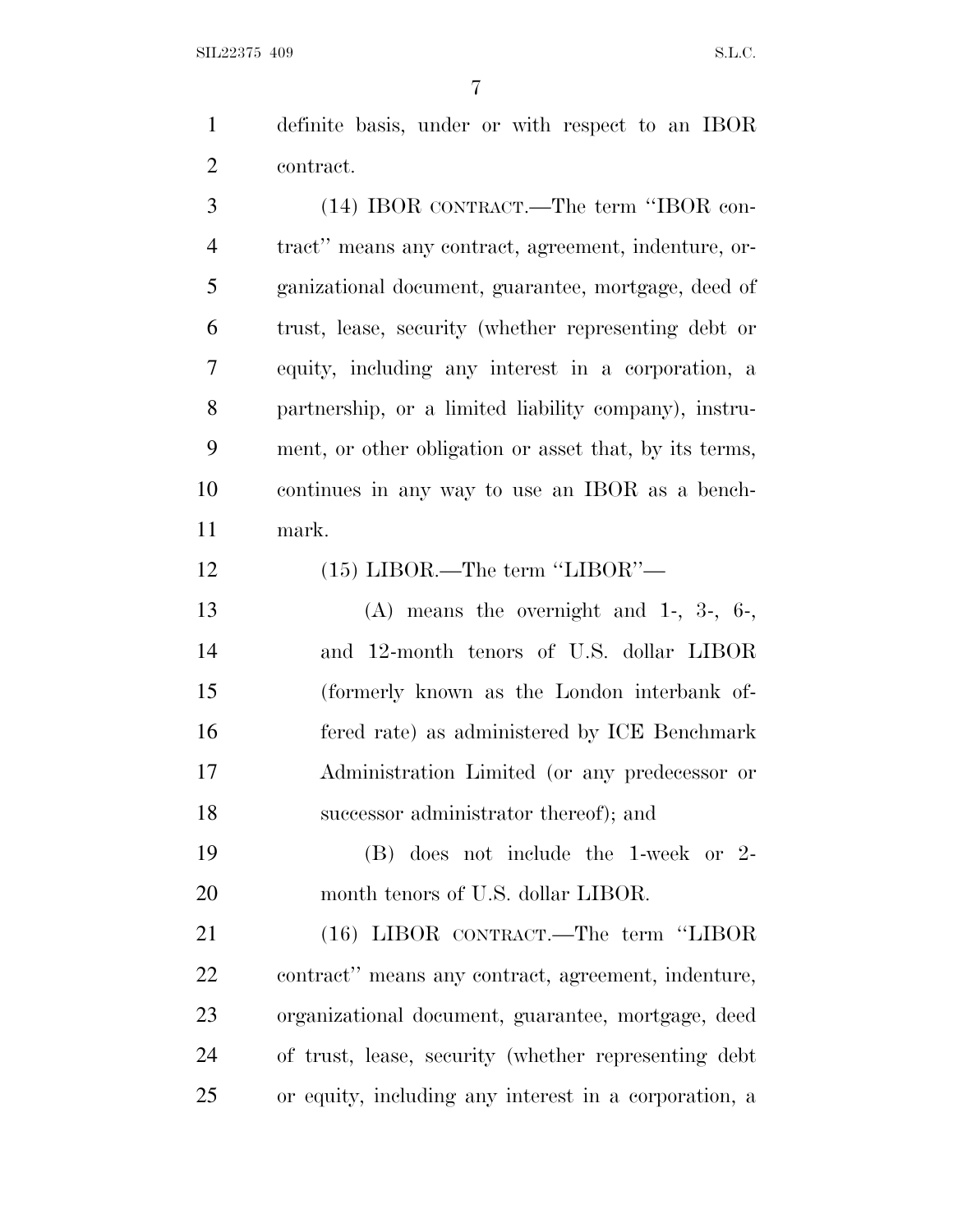definite basis, under or with respect to an IBOR contract.

(14) IBOR CONTRACT.—The term ''IBOR contract'' means any contract, agreement, indenture, organizational document, guarantee, mortgage, deed of trust, lease, security (whether representing debt or equity, including any interest in a corporation, a partnership, or a limited liability company), instrument, or other obligation or asset that, by its terms, continues in any way to use an IBOR as a benchmark.

(15) LIBOR.—The term ''LIBOR''—

(A) means the overnight and 1-, 3-, 6-, and 12-month tenors of U.S. dollar LIBOR (formerly known as the London interbank offered rate) as administered by ICE Benchmark Administration Limited (or any predecessor or successor administrator thereof); and

(B) does not include the 1-week or 2-month tenors of U.S. dollar LIBOR.

(16) LIBOR CONTRACT.—The term ''LIBOR contract'' means any contract, agreement, indenture, organizational document, guarantee, mortgage, deed of trust, lease, security (whether representing debt or equity, including any interest in a corporation, a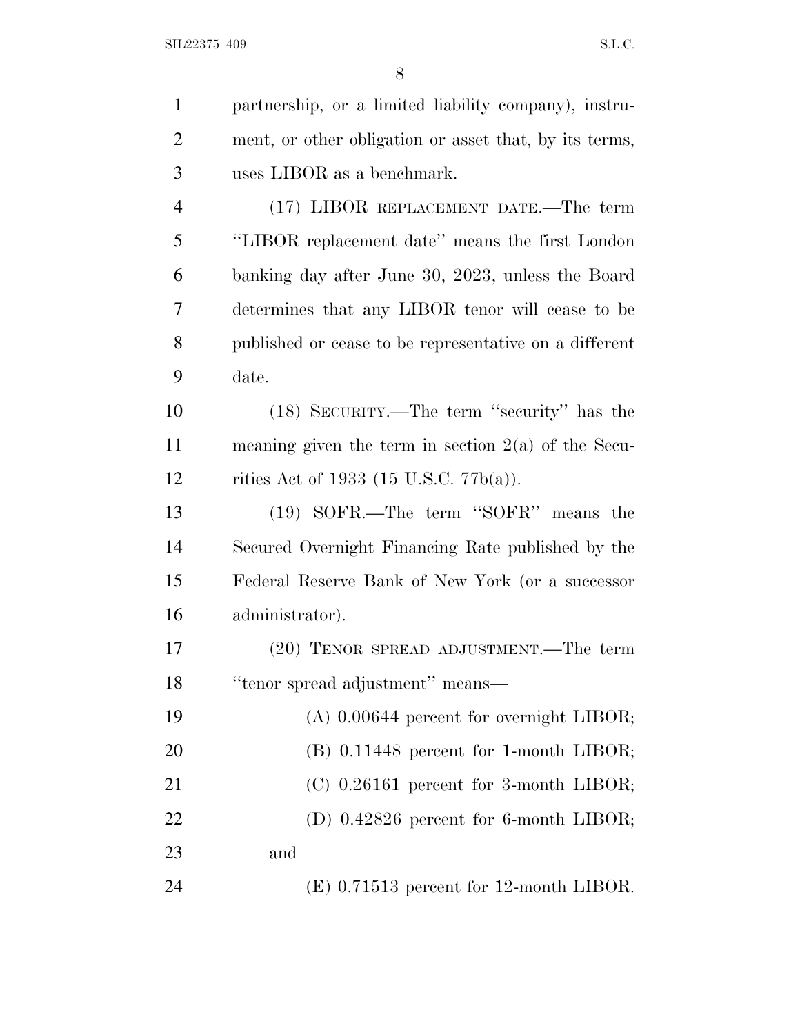partnership, or a limited liability company), instrument, or other obligation or asset that, by its terms, uses LIBOR as a benchmark.

(17) LIBOR REPLACEMENT DATE.—The term ''LIBOR replacement date'' means the first London banking day after June 30, 2023, unless the Board determines that any LIBOR tenor will cease to be published or cease to be representative on a different date.

(18) SECURITY.—The term ''security'' has the meaning given the term in section 2(a) of the Securities Act of 1933 (15 U.S.C. 77b(a)).

(19) SOFR.—The term ''SOFR'' means the Secured Overnight Financing Rate published by the Federal Reserve Bank of New York (or a successor administrator).

(20) TENOR SPREAD ADJUSTMENT.—The term ''tenor spread adjustment'' means—

(A) 0.00644 percent for overnight LIBOR;

(B) 0.11448 percent for 1-month LIBOR;

(C) 0.26161 percent for 3-month LIBOR;

(D) 0.42826 percent for 6-month LIBOR; and

(E) 0.71513 percent for 12-month LIBOR.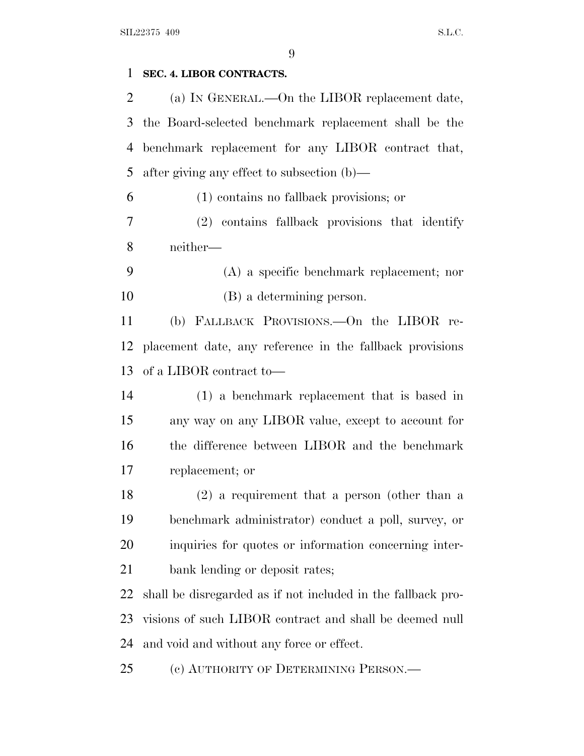**SEC. 4. LIBOR CONTRACTS.**

(a) IN GENERAL.—On the LIBOR replacement date, the Board-selected benchmark replacement shall be the benchmark replacement for any LIBOR contract that, after giving any effect to subsection (b)—

(1) contains no fallback provisions; or

(2) contains fallback provisions that identify neither—

(A) a specific benchmark replacement; nor

(B) a determining person.

(b) FALLBACK PROVISIONS.—On the LIBOR replacement date, any reference in the fallback provisions of a LIBOR contract to—

(1) a benchmark replacement that is based in any way on any LIBOR value, except to account for the difference between LIBOR and the benchmark replacement; or

(2) a requirement that a person (other than a benchmark administrator) conduct a poll, survey, or inquiries for quotes or information concerning interbank lending or deposit rates;

shall be disregarded as if not included in the fallback provisions of such LIBOR contract and shall be deemed null and void and without any force or effect.

(c) AUTHORITY OF DETERMINING PERSON.—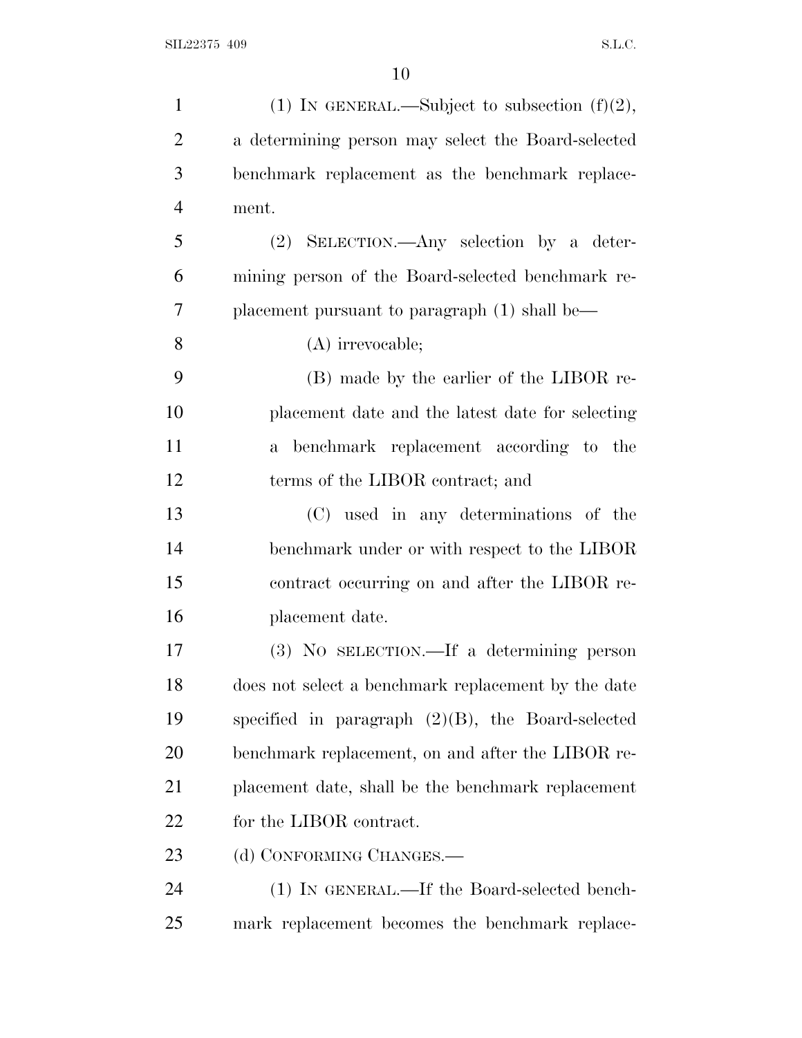(1) IN GENERAL.—Subject to subsection (f)(2), a determining person may select the Board-selected benchmark replacement as the benchmark replacement.

(2) SELECTION.—Any selection by a determining person of the Board-selected benchmark replacement pursuant to paragraph (1) shall be—

(A) irrevocable;

(B) made by the earlier of the LIBOR replacement date and the latest date for selecting a benchmark replacement according to the terms of the LIBOR contract; and

(C) used in any determinations of the benchmark under or with respect to the LIBOR contract occurring on and after the LIBOR replacement date.

(3) NO SELECTION.—If a determining person does not select a benchmark replacement by the date specified in paragraph (2)(B), the Board-selected benchmark replacement, on and after the LIBOR replacement date, shall be the benchmark replacement for the LIBOR contract.

(d) CONFORMING CHANGES.—

(1) IN GENERAL.—If the Board-selected benchmark replacement becomes the benchmark replace-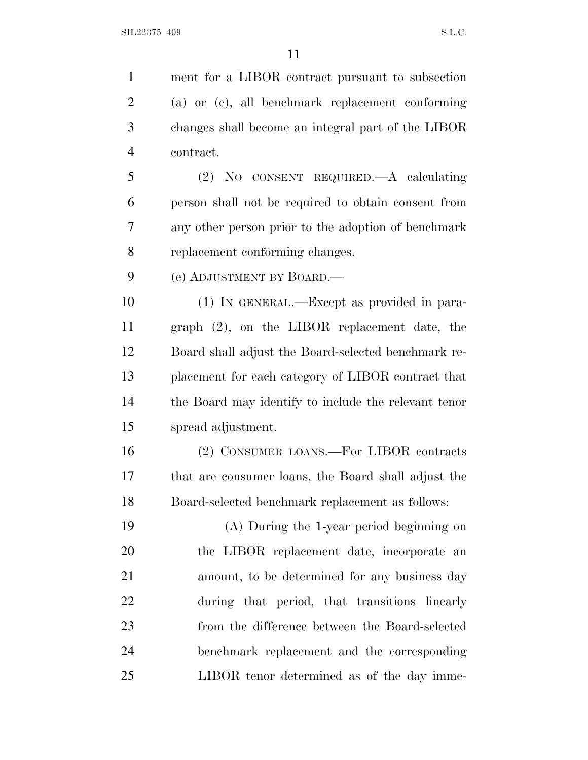ment for a LIBOR contract pursuant to subsection (a) or (c), all benchmark replacement conforming changes shall become an integral part of the LIBOR contract.

(2) NO CONSENT REQUIRED.—A calculating person shall not be required to obtain consent from any other person prior to the adoption of benchmark replacement conforming changes.

(e) ADJUSTMENT BY BOARD.—

(1) IN GENERAL.—Except as provided in paragraph (2), on the LIBOR replacement date, the Board shall adjust the Board-selected benchmark replacement for each category of LIBOR contract that the Board may identify to include the relevant tenor spread adjustment.

(2) CONSUMER LOANS.—For LIBOR contracts that are consumer loans, the Board shall adjust the Board-selected benchmark replacement as follows:

(A) During the 1-year period beginning on the LIBOR replacement date, incorporate an amount, to be determined for any business day during that period, that transitions linearly from the difference between the Board-selected benchmark replacement and the corresponding LIBOR tenor determined as of the day imme-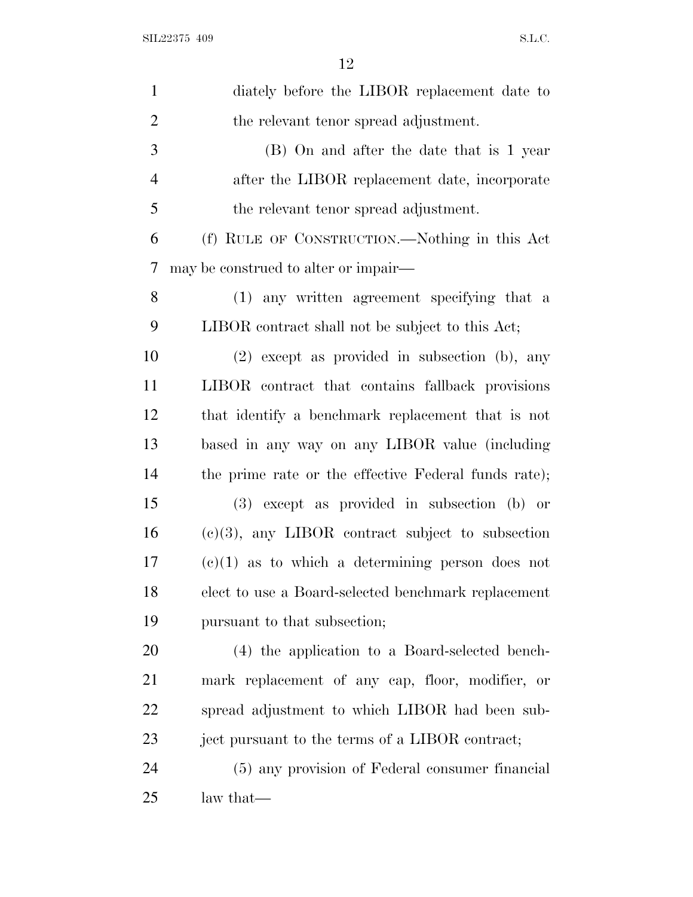diately before the LIBOR replacement date to the relevant tenor spread adjustment.

(B) On and after the date that is 1 year after the LIBOR replacement date, incorporate the relevant tenor spread adjustment.

(f) RULE OF CONSTRUCTION.—Nothing in this Act may be construed to alter or impair—

(1) any written agreement specifying that a LIBOR contract shall not be subject to this Act;

(2) except as provided in subsection (b), any LIBOR contract that contains fallback provisions that identify a benchmark replacement that is not based in any way on any LIBOR value (including the prime rate or the effective Federal funds rate);

(3) except as provided in subsection (b) or (c)(3), any LIBOR contract subject to subsection (c)(1) as to which a determining person does not elect to use a Board-selected benchmark replacement pursuant to that subsection;

(4) the application to a Board-selected benchmark replacement of any cap, floor, modifier, or spread adjustment to which LIBOR had been subject pursuant to the terms of a LIBOR contract;

(5) any provision of Federal consumer financial law that—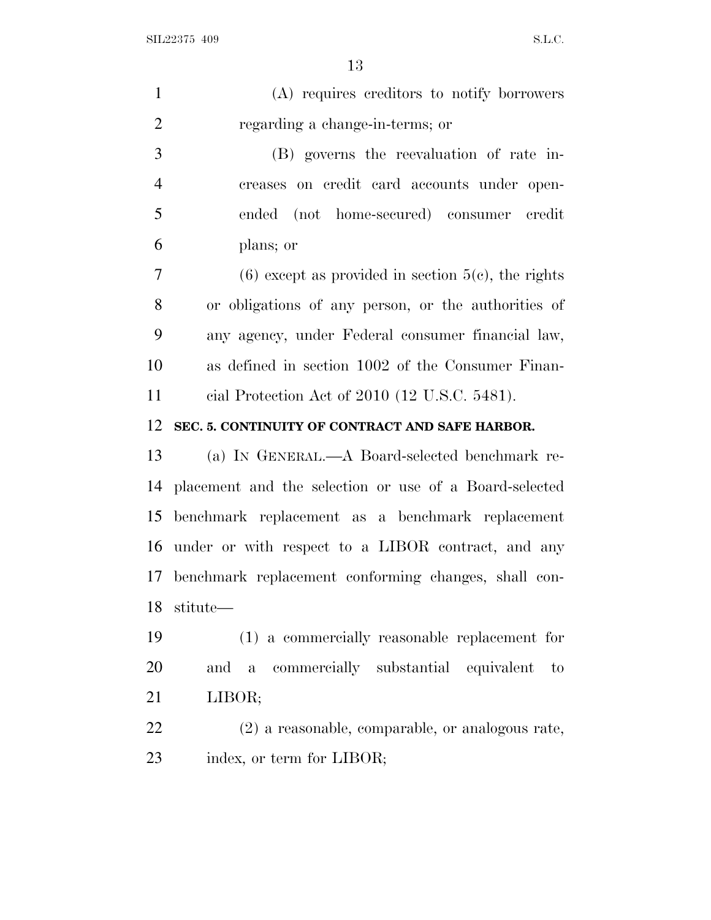(A) requires creditors to notify borrowers regarding a change-in-terms; or

(B) governs the reevaluation of rate increases on credit card accounts under open-ended (not home-secured) consumer credit plans; or

(6) except as provided in section 5(c), the rights or obligations of any person, or the authorities of any agency, under Federal consumer financial law, as defined in section 1002 of the Consumer Financial Protection Act of 2010 (12 U.S.C. 5481).

**SEC. 5. CONTINUITY OF CONTRACT AND SAFE HARBOR.**

(a) IN GENERAL.—A Board-selected benchmark replacement and the selection or use of a Board-selected benchmark replacement as a benchmark replacement under or with respect to a LIBOR contract, and any benchmark replacement conforming changes, shall constitute—

(1) a commercially reasonable replacement for and a commercially substantial equivalent to LIBOR;

(2) a reasonable, comparable, or analogous rate, index, or term for LIBOR;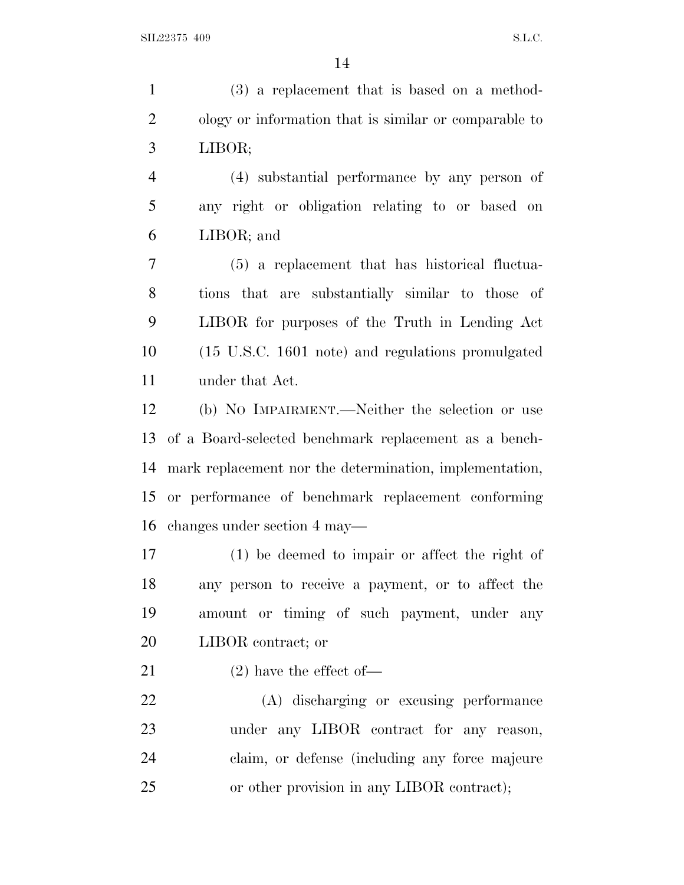(3) a replacement that is based on a methodology or information that is similar or comparable to LIBOR;

(4) substantial performance by any person of any right or obligation relating to or based on LIBOR; and

(5) a replacement that has historical fluctuations that are substantially similar to those of LIBOR for purposes of the Truth in Lending Act (15 U.S.C. 1601 note) and regulations promulgated under that Act.

(b) NO IMPAIRMENT.—Neither the selection or use of a Board-selected benchmark replacement as a benchmark replacement nor the determination, implementation, or performance of benchmark replacement conforming changes under section 4 may—

(1) be deemed to impair or affect the right of any person to receive a payment, or to affect the amount or timing of such payment, under any LIBOR contract; or

(2) have the effect of—

(A) discharging or excusing performance under any LIBOR contract for any reason, claim, or defense (including any force majeure or other provision in any LIBOR contract);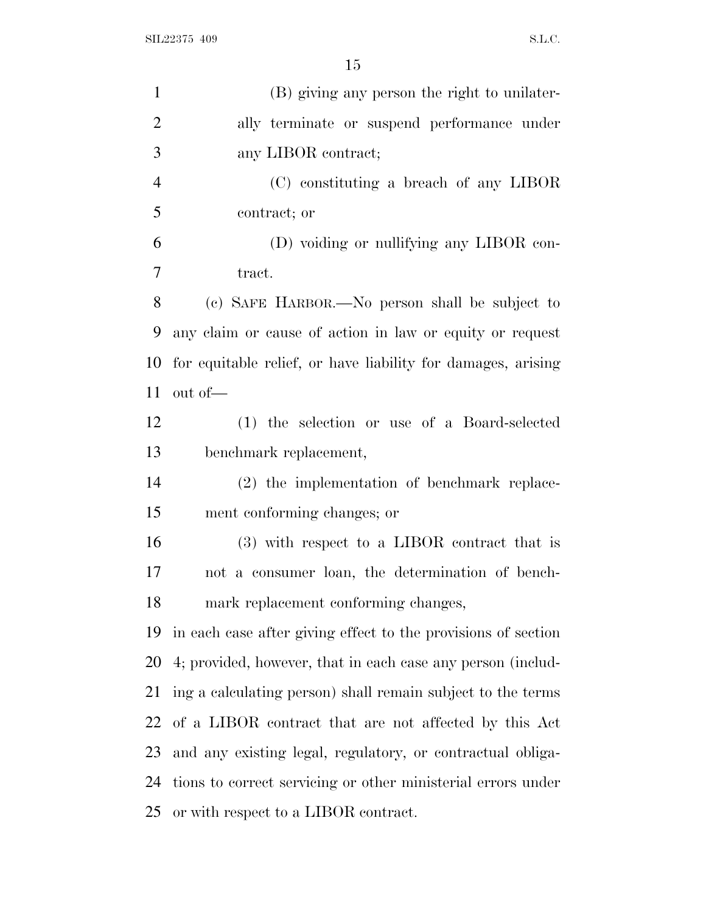(B) giving any person the right to unilaterally terminate or suspend performance under any LIBOR contract;

(C) constituting a breach of any LIBOR contract; or

(D) voiding or nullifying any LIBOR contract.

(c) SAFE HARBOR.—No person shall be subject to any claim or cause of action in law or equity or request for equitable relief, or have liability for damages, arising out of—

(1) the selection or use of a Board-selected benchmark replacement,

(2) the implementation of benchmark replacement conforming changes; or

(3) with respect to a LIBOR contract that is not a consumer loan, the determination of benchmark replacement conforming changes,

in each case after giving effect to the provisions of section 4; provided, however, that in each case any person (including a calculating person) shall remain subject to the terms of a LIBOR contract that are not affected by this Act and any existing legal, regulatory, or contractual obligations to correct servicing or other ministerial errors under or with respect to a LIBOR contract.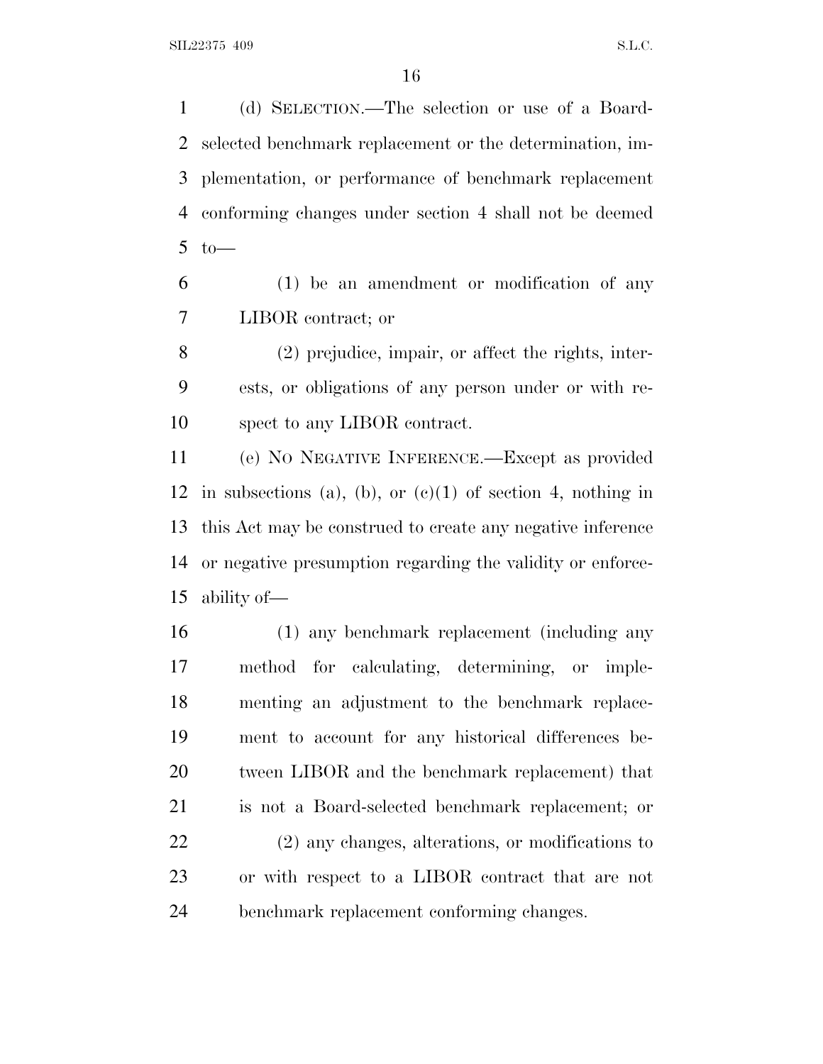(d) SELECTION.—The selection or use of a Board-selected benchmark replacement or the determination, implementation, or performance of benchmark replacement conforming changes under section 4 shall not be deemed to—

(1) be an amendment or modification of any LIBOR contract; or

(2) prejudice, impair, or affect the rights, interests, or obligations of any person under or with respect to any LIBOR contract.

(e) NO NEGATIVE INFERENCE.—Except as provided in subsections (a), (b), or (c)(1) of section 4, nothing in this Act may be construed to create any negative inference or negative presumption regarding the validity or enforceability of—

(1) any benchmark replacement (including any method for calculating, determining, or implementing an adjustment to the benchmark replacement to account for any historical differences between LIBOR and the benchmark replacement) that is not a Board-selected benchmark replacement; or

(2) any changes, alterations, or modifications to or with respect to a LIBOR contract that are not benchmark replacement conforming changes.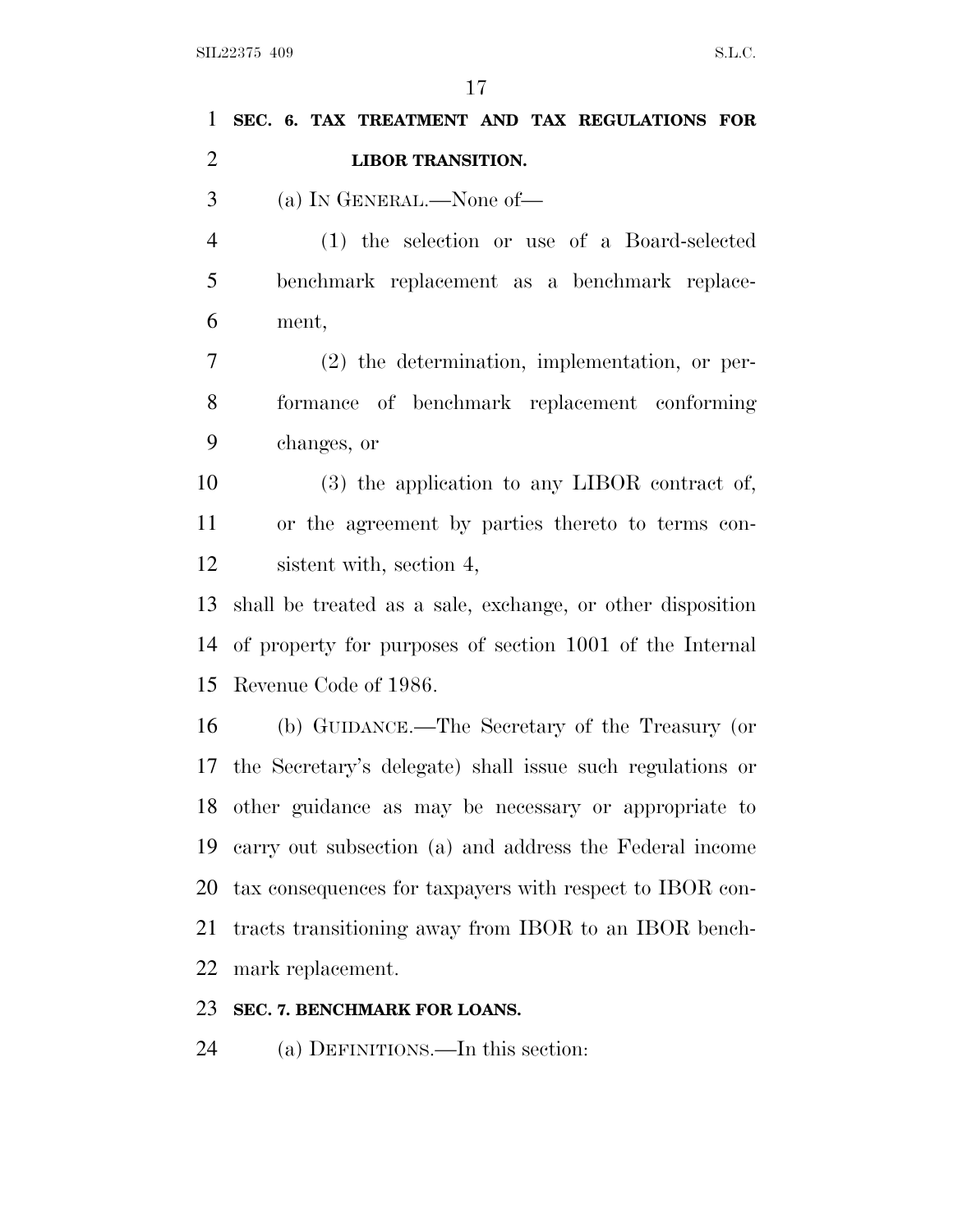**SEC. 6. TAX TREATMENT AND TAX REGULATIONS FOR LIBOR TRANSITION.**

(a) IN GENERAL.—None of—

(1) the selection or use of a Board-selected benchmark replacement as a benchmark replacement,

(2) the determination, implementation, or performance of benchmark replacement conforming changes, or

(3) the application to any LIBOR contract of, or the agreement by parties thereto to terms consistent with, section 4,

shall be treated as a sale, exchange, or other disposition of property for purposes of section 1001 of the Internal Revenue Code of 1986.

(b) GUIDANCE.—The Secretary of the Treasury (or the Secretary's delegate) shall issue such regulations or other guidance as may be necessary or appropriate to carry out subsection (a) and address the Federal income tax consequences for taxpayers with respect to IBOR contracts transitioning away from IBOR to an IBOR benchmark replacement.

**SEC. 7. BENCHMARK FOR LOANS.**

(a) DEFINITIONS.—In this section: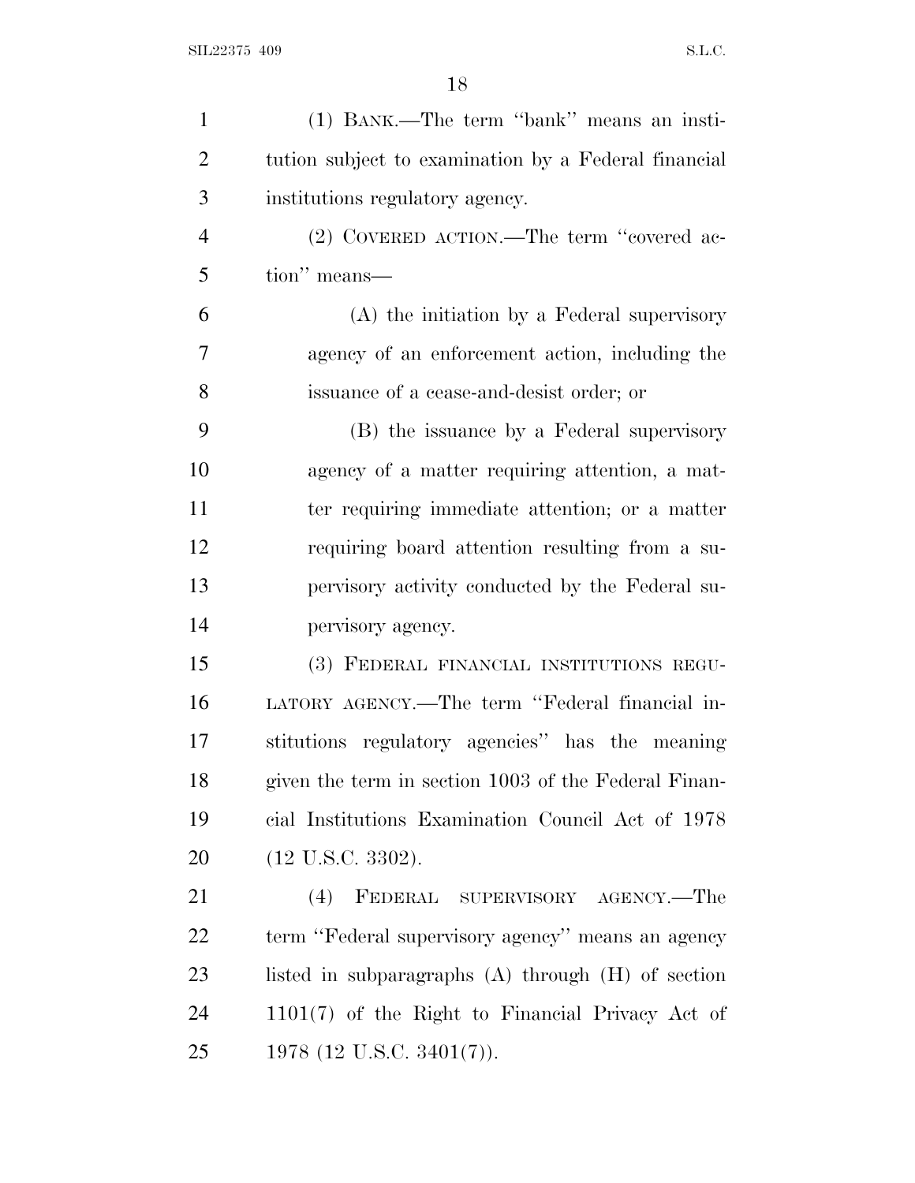(1) BANK.—The term "bank" means an institution subject to examination by a Federal financial institutions regulatory agency.

(2) COVERED ACTION.—The term "covered action" means—

(A) the initiation by a Federal supervisory agency of an enforcement action, including the issuance of a cease-and-desist order; or

(B) the issuance by a Federal supervisory agency of a matter requiring attention, a matter requiring immediate attention; or a matter requiring board attention resulting from a supervisory activity conducted by the Federal supervisory agency.

(3) FEDERAL FINANCIAL INSTITUTIONS REGULATORY AGENCY.—The term "Federal financial institutions regulatory agencies" has the meaning given the term in section 1003 of the Federal Financial Institutions Examination Council Act of 1978 (12 U.S.C. 3302).

(4) FEDERAL SUPERVISORY AGENCY.—The term "Federal supervisory agency" means an agency listed in subparagraphs (A) through (H) of section 1101(7) of the Right to Financial Privacy Act of 1978 (12 U.S.C. 3401(7)).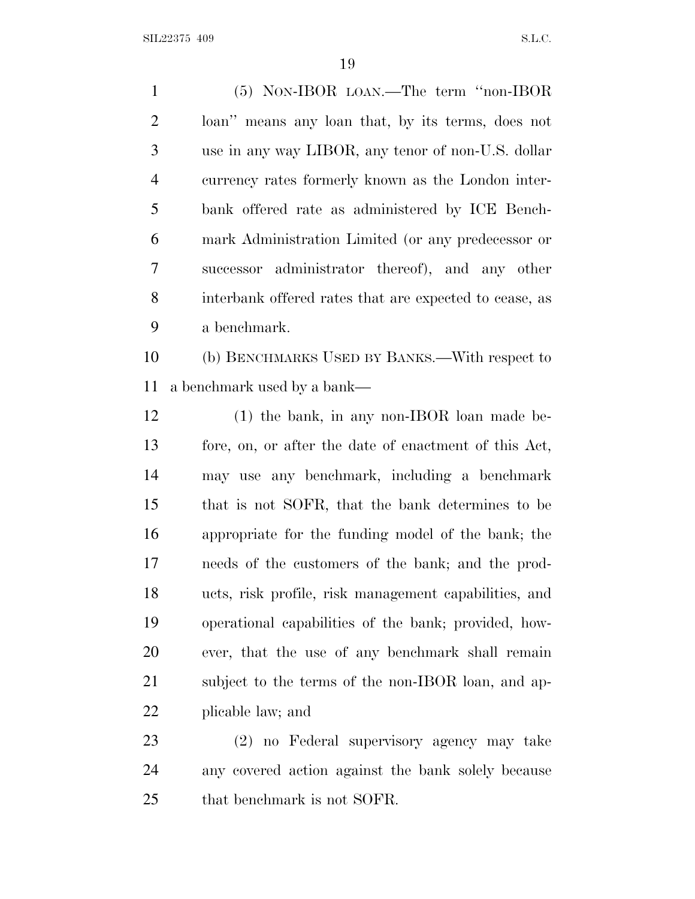(5) NON-IBOR LOAN.—The term ''non-IBOR loan'' means any loan that, by its terms, does not use in any way LIBOR, any tenor of non-U.S. dollar currency rates formerly known as the London interbank offered rate as administered by ICE Benchmark Administration Limited (or any predecessor or successor administrator thereof), and any other interbank offered rates that are expected to cease, as a benchmark.

(b) BENCHMARKS USED BY BANKS.—With respect to a benchmark used by a bank—

(1) the bank, in any non-IBOR loan made before, on, or after the date of enactment of this Act, may use any benchmark, including a benchmark that is not SOFR, that the bank determines to be appropriate for the funding model of the bank; the needs of the customers of the bank; and the products, risk profile, risk management capabilities, and operational capabilities of the bank; provided, however, that the use of any benchmark shall remain subject to the terms of the non-IBOR loan, and applicable law; and

(2) no Federal supervisory agency may take any covered action against the bank solely because that benchmark is not SOFR.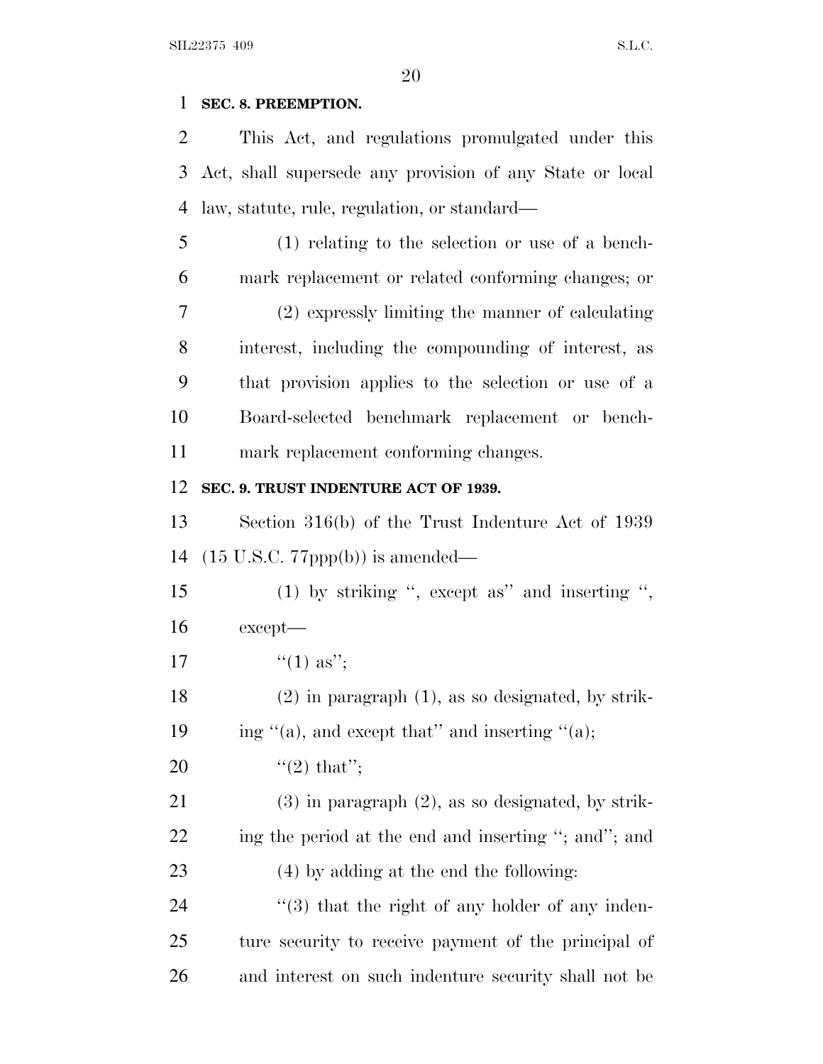**SEC. 8. PREEMPTION.**

This Act, and regulations promulgated under this Act, shall supersede any provision of any State or local law, statute, rule, regulation, or standard—

(1) relating to the selection or use of a benchmark replacement or related conforming changes; or

(2) expressly limiting the manner of calculating interest, including the compounding of interest, as that provision applies to the selection or use of a Board-selected benchmark replacement or benchmark replacement conforming changes.

**SEC. 9. TRUST INDENTURE ACT OF 1939.**

Section 316(b) of the Trust Indenture Act of 1939 (15 U.S.C. 77ppp(b)) is amended—

(1) by striking '', except as'' and inserting '', except—

''(1) as'';

(2) in paragraph (1), as so designated, by striking ''(a), and except that'' and inserting ''(a);

''(2) that'';

(3) in paragraph (2), as so designated, by striking the period at the end and inserting ''; and''; and

(4) by adding at the end the following:

''(3) that the right of any holder of any indenture security to receive payment of the principal of and interest on such indenture security shall not be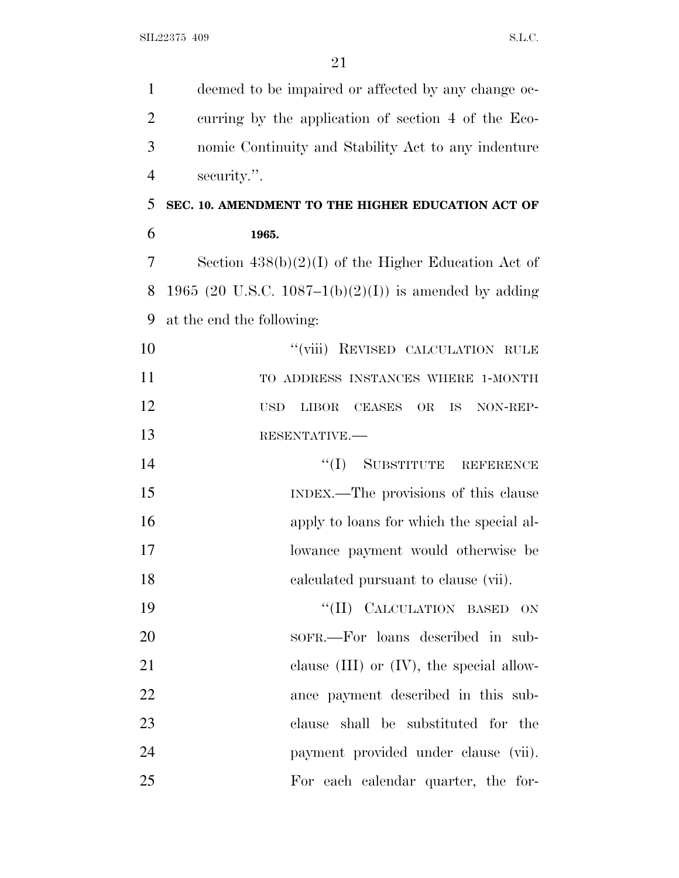deemed to be impaired or affected by any change occurring by the application of section 4 of the Economic Continuity and Stability Act to any indenture security.''.

## SEC. 10. AMENDMENT TO THE HIGHER EDUCATION ACT OF 1965.

Section 438(b)(2)(I) of the Higher Education Act of 1965 (20 U.S.C. 1087–1(b)(2)(I)) is amended by adding at the end the following:

''(viii) REVISED CALCULATION RULE TO ADDRESS INSTANCES WHERE 1-MONTH USD LIBOR CEASES OR IS NON-REPRESENTATIVE.—

''(I) SUBSTITUTE REFERENCE INDEX.—The provisions of this clause apply to loans for which the special allowance payment would otherwise be calculated pursuant to clause (vii).

''(II) CALCULATION BASED ON SOFR.—For loans described in subclause (III) or (IV), the special allowance payment described in this subclause shall be substituted for the payment provided under clause (vii). For each calendar quarter, the for-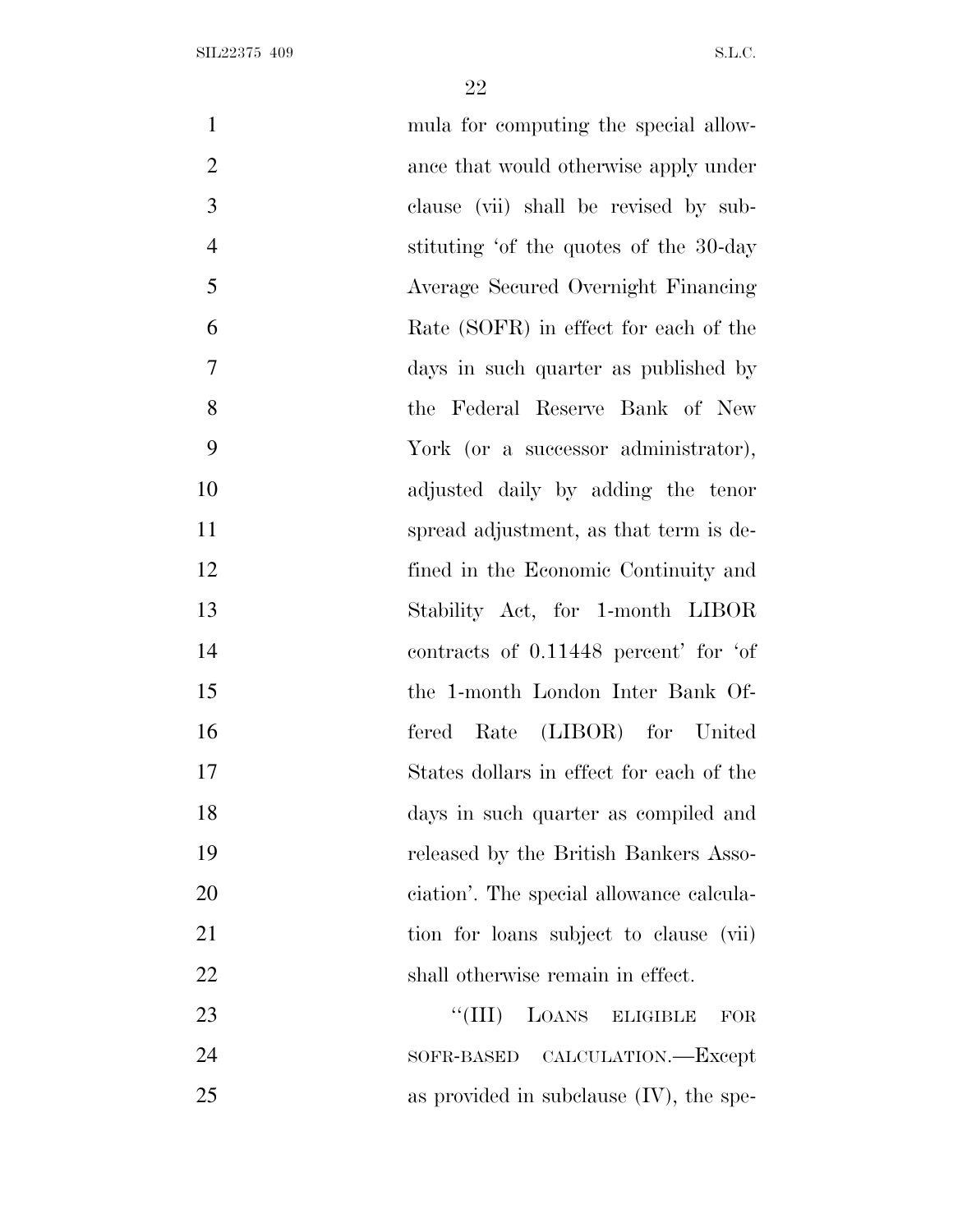mula for computing the special allowance that would otherwise apply under clause (vii) shall be revised by substituting 'of the quotes of the 30-day Average Secured Overnight Financing Rate (SOFR) in effect for each of the days in such quarter as published by the Federal Reserve Bank of New York (or a successor administrator), adjusted daily by adding the tenor spread adjustment, as that term is defined in the Economic Continuity and Stability Act, for 1-month LIBOR contracts of 0.11448 percent' for 'of the 1-month London Inter Bank Offered Rate (LIBOR) for United States dollars in effect for each of the days in such quarter as compiled and released by the British Bankers Association'. The special allowance calculation for loans subject to clause (vii) shall otherwise remain in effect.

"(III) LOANS ELIGIBLE FOR SOFR-BASED CALCULATION.—Except as provided in subclause (IV), the spe-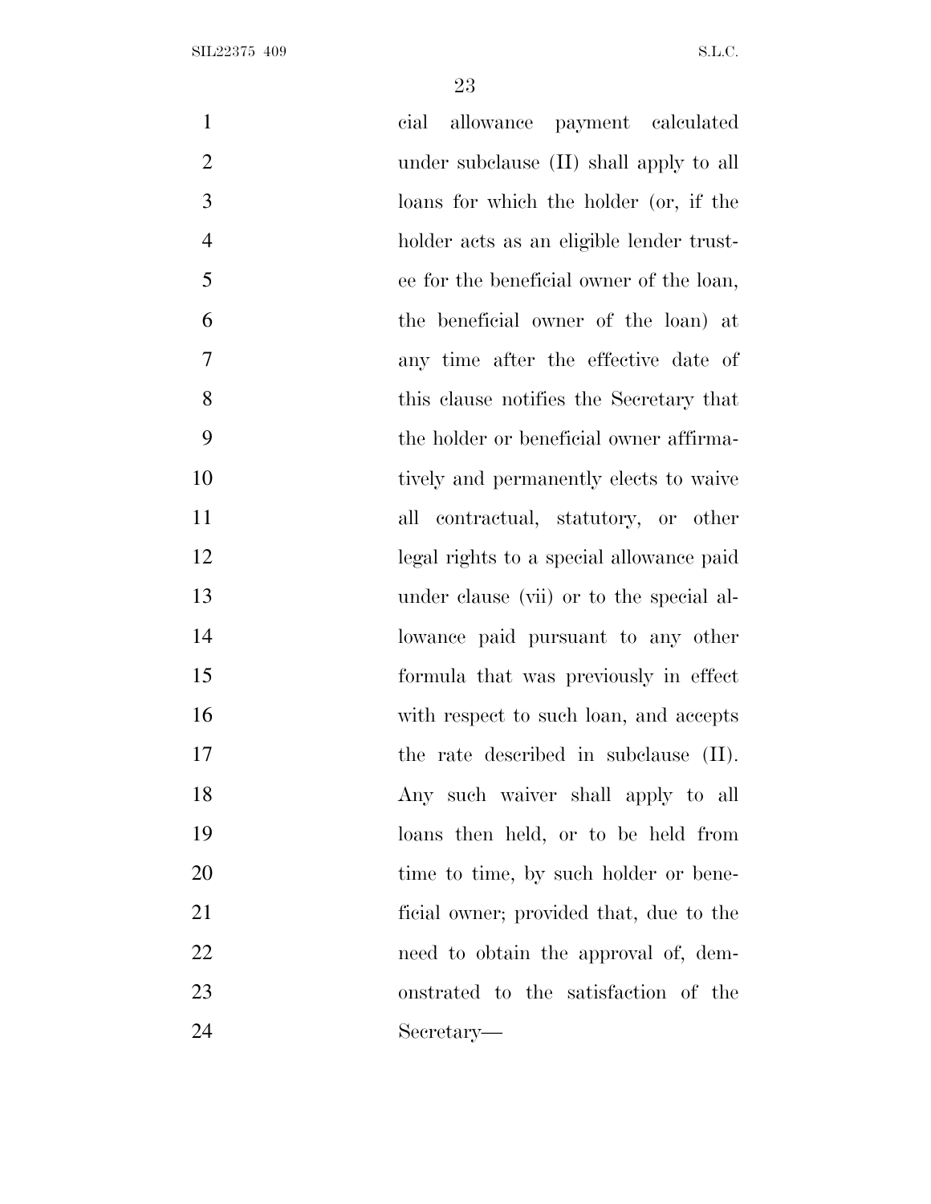cial allowance payment calculated under subclause (II) shall apply to all loans for which the holder (or, if the holder acts as an eligible lender trustee for the beneficial owner of the loan, the beneficial owner of the loan) at any time after the effective date of this clause notifies the Secretary that the holder or beneficial owner affirmatively and permanently elects to waive all contractual, statutory, or other legal rights to a special allowance paid under clause (vii) or to the special allowance paid pursuant to any other formula that was previously in effect with respect to such loan, and accepts the rate described in subclause (II). Any such waiver shall apply to all loans then held, or to be held from time to time, by such holder or beneficial owner; provided that, due to the need to obtain the approval of, demonstrated to the satisfaction of the Secretary—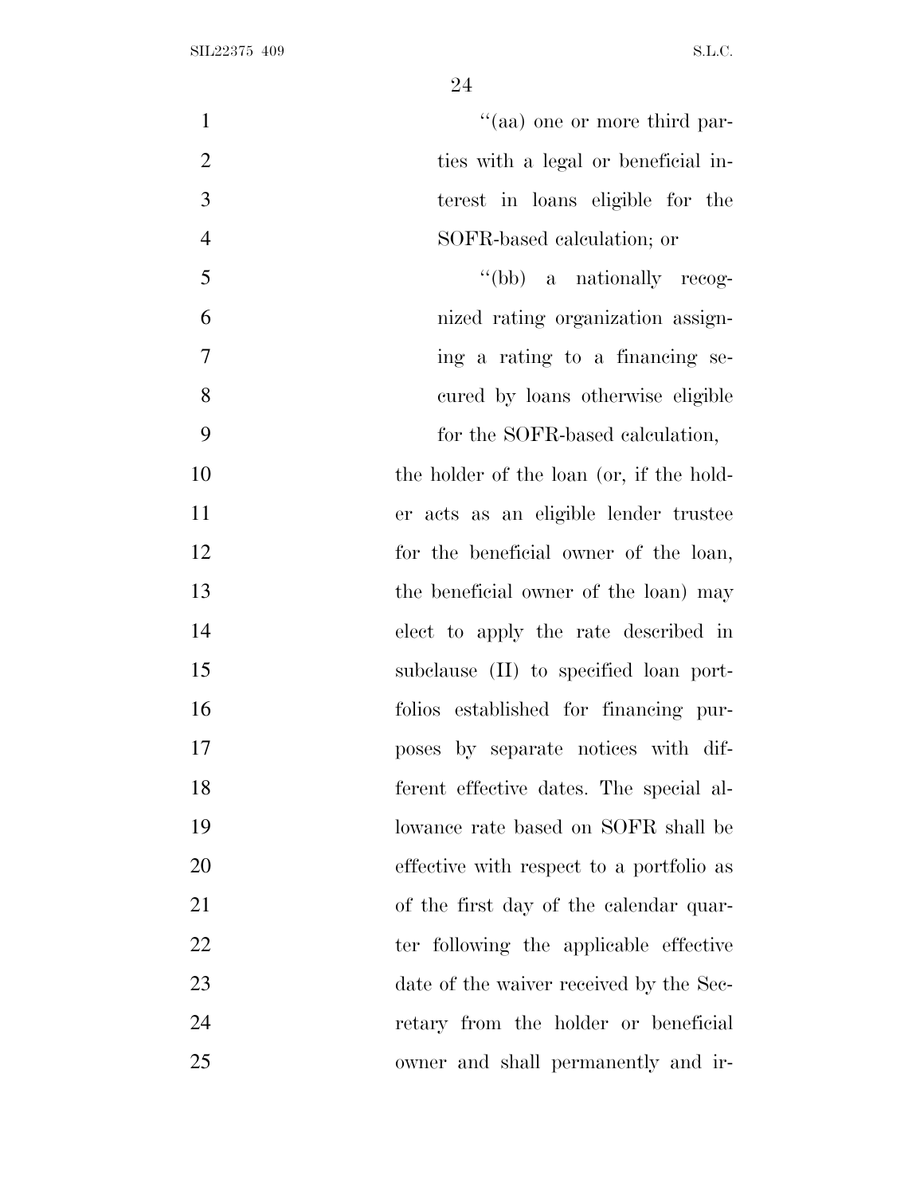''(aa) one or more third parties with a legal or beneficial interest in loans eligible for the SOFR-based calculation; or

''(bb) a nationally recognized rating organization assigning a rating to a financing secured by loans otherwise eligible for the SOFR-based calculation,

the holder of the loan (or, if the holder acts as an eligible lender trustee for the beneficial owner of the loan, the beneficial owner of the loan) may elect to apply the rate described in subclause (II) to specified loan portfolios established for financing purposes by separate notices with different effective dates. The special allowance rate based on SOFR shall be effective with respect to a portfolio as of the first day of the calendar quarter following the applicable effective date of the waiver received by the Secretary from the holder or beneficial owner and shall permanently and ir-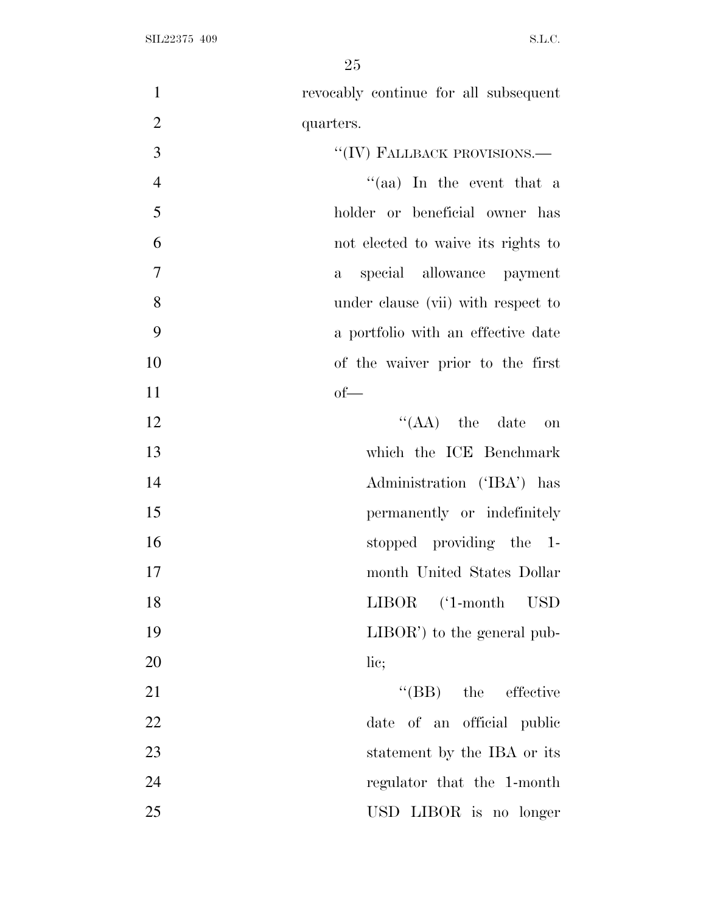revocably continue for all subsequent quarters.

"(IV) FALLBACK PROVISIONS.—

"(aa) In the event that a holder or beneficial owner has not elected to waive its rights to a special allowance payment under clause (vii) with respect to a portfolio with an effective date of the waiver prior to the first of—

"(AA) the date on which the ICE Benchmark Administration ('IBA') has permanently or indefinitely stopped providing the 1-month United States Dollar LIBOR ('1-month USD LIBOR') to the general public;

"(BB) the effective date of an official public statement by the IBA or its regulator that the 1-month USD LIBOR is no longer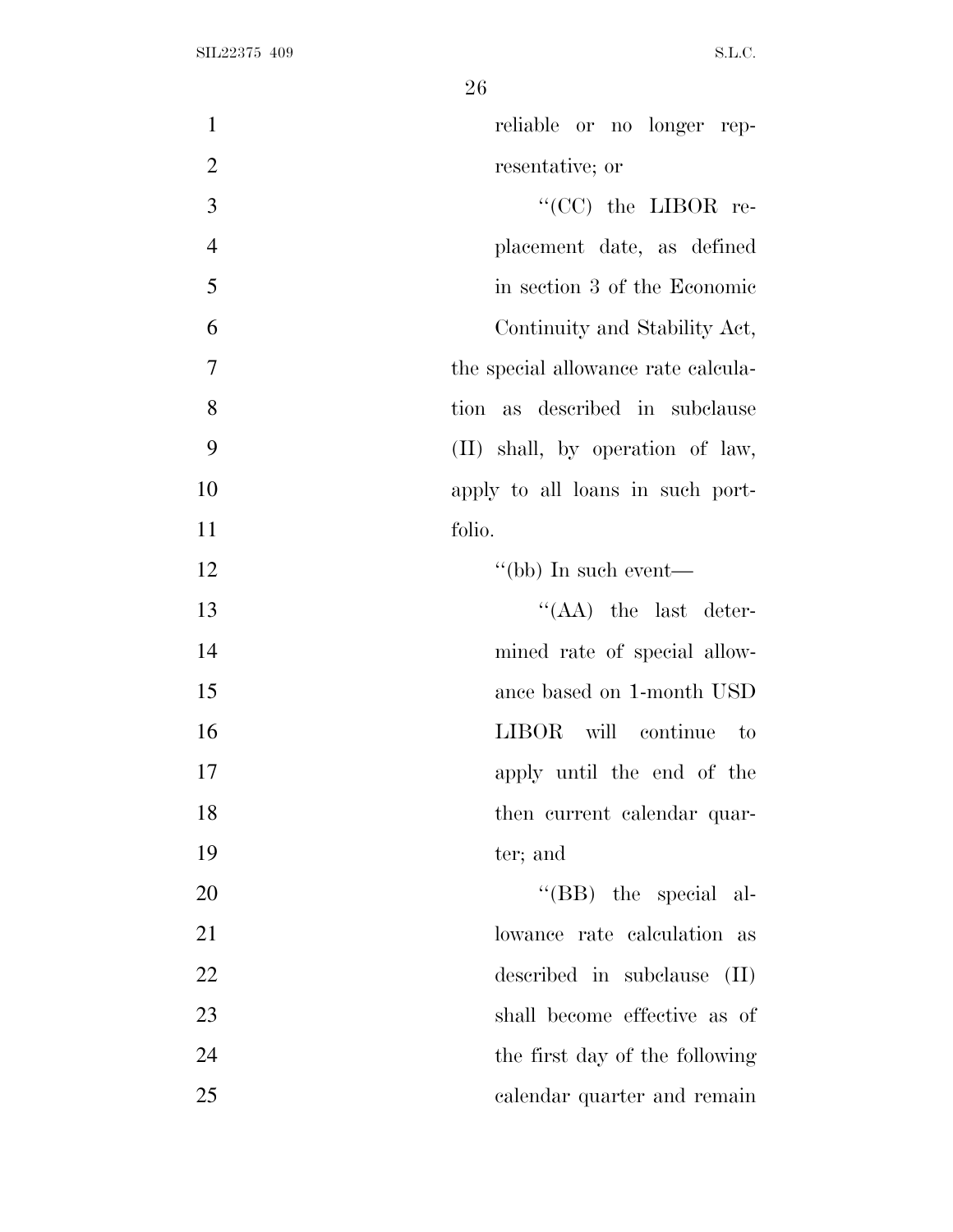reliable or no longer representative; or

''(CC) the LIBOR replacement date, as defined in section 3 of the Economic Continuity and Stability Act,

the special allowance rate calculation as described in subclause (II) shall, by operation of law, apply to all loans in such portfolio.

''(bb) In such event—

''(AA) the last determined rate of special allowance based on 1-month USD LIBOR will continue to apply until the end of the then current calendar quarter; and

''(BB) the special allowance rate calculation as described in subclause (II) shall become effective as of the first day of the following calendar quarter and remain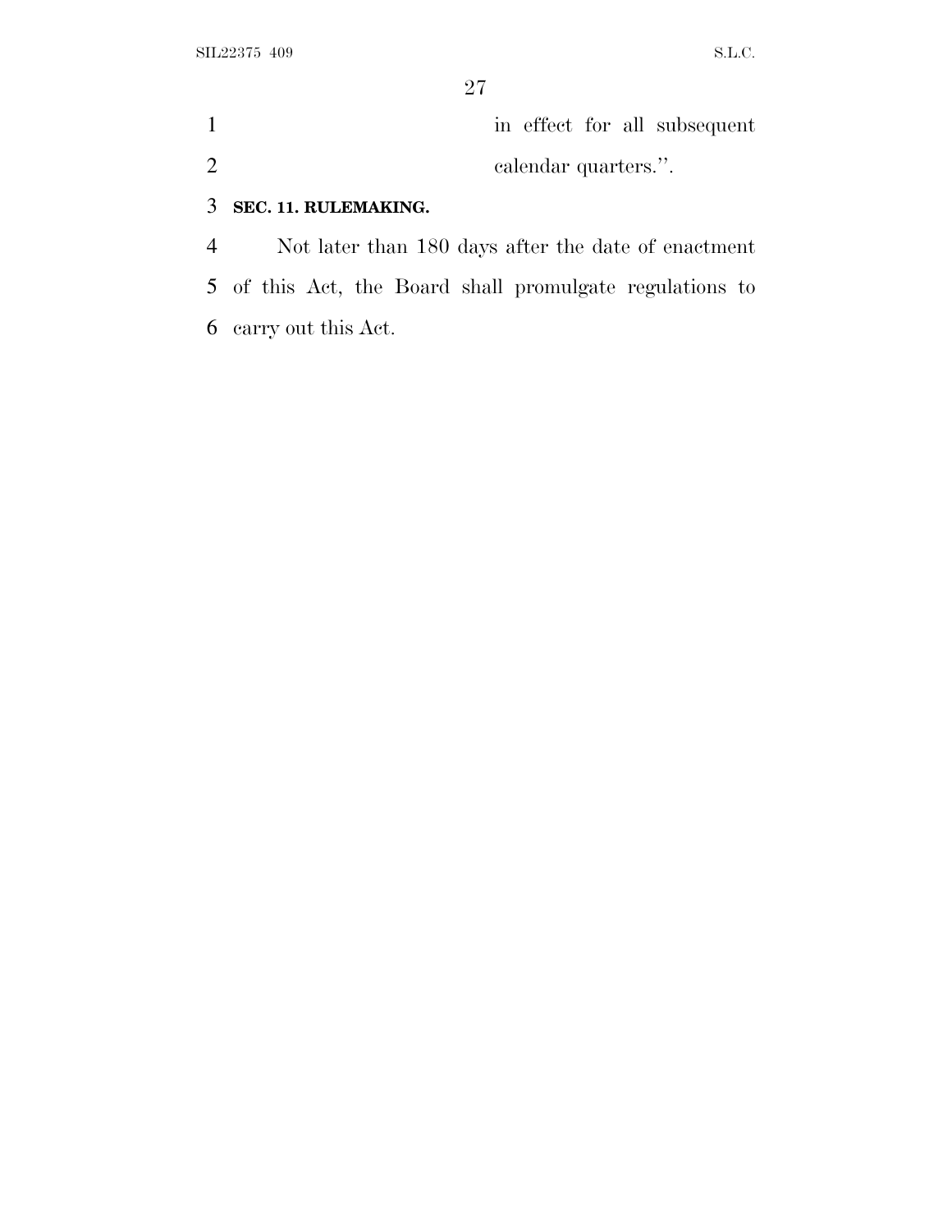in effect for all subsequent calendar quarters.''.

**SEC. 11. RULEMAKING.**

Not later than 180 days after the date of enactment of this Act, the Board shall promulgate regulations to carry out this Act.